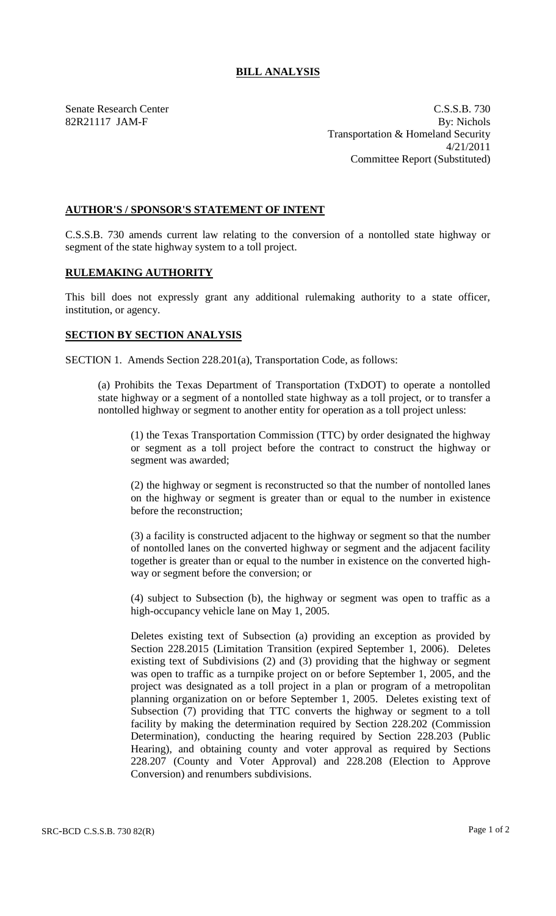# BILL ANALYSIS

Senate Research Center
82R21117 JAM-F

C.S.S.B. 730
By: Nichols
Transportation & Homeland Security
4/21/2011
Committee Report (Substituted)

## AUTHOR'S / SPONSOR'S STATEMENT OF INTENT

C.S.S.B. 730 amends current law relating to the conversion of a nontolled state highway or segment of the state highway system to a toll project.

## RULEMAKING AUTHORITY

This bill does not expressly grant any additional rulemaking authority to a state officer, institution, or agency.

## SECTION BY SECTION ANALYSIS

SECTION 1. Amends Section 228.201(a), Transportation Code, as follows:

(a) Prohibits the Texas Department of Transportation (TxDOT) to operate a nontolled state highway or a segment of a nontolled state highway as a toll project, or to transfer a nontolled highway or segment to another entity for operation as a toll project unless:

(1) the Texas Transportation Commission (TTC) by order designated the highway or segment as a toll project before the contract to construct the highway or segment was awarded;

(2) the highway or segment is reconstructed so that the number of nontolled lanes on the highway or segment is greater than or equal to the number in existence before the reconstruction;

(3) a facility is constructed adjacent to the highway or segment so that the number of nontolled lanes on the converted highway or segment and the adjacent facility together is greater than or equal to the number in existence on the converted highway or segment before the conversion; or

(4) subject to Subsection (b), the highway or segment was open to traffic as a high-occupancy vehicle lane on May 1, 2005.

Deletes existing text of Subsection (a) providing an exception as provided by Section 228.2015 (Limitation Transition (expired September 1, 2006). Deletes existing text of Subdivisions (2) and (3) providing that the highway or segment was open to traffic as a turnpike project on or before September 1, 2005, and the project was designated as a toll project in a plan or program of a metropolitan planning organization on or before September 1, 2005. Deletes existing text of Subsection (7) providing that TTC converts the highway or segment to a toll facility by making the determination required by Section 228.202 (Commission Determination), conducting the hearing required by Section 228.203 (Public Hearing), and obtaining county and voter approval as required by Sections 228.207 (County and Voter Approval) and 228.208 (Election to Approve Conversion) and renumbers subdivisions.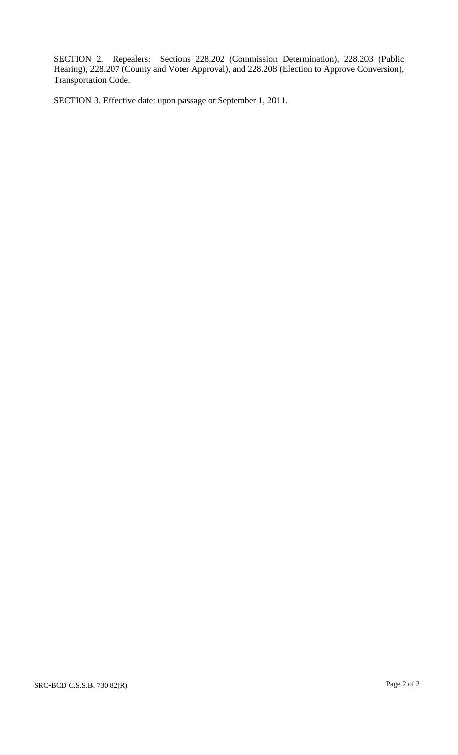SECTION 2. Repealers: Sections 228.202 (Commission Determination), 228.203 (Public Hearing), 228.207 (County and Voter Approval), and 228.208 (Election to Approve Conversion), Transportation Code.

SECTION 3. Effective date: upon passage or September 1, 2011.